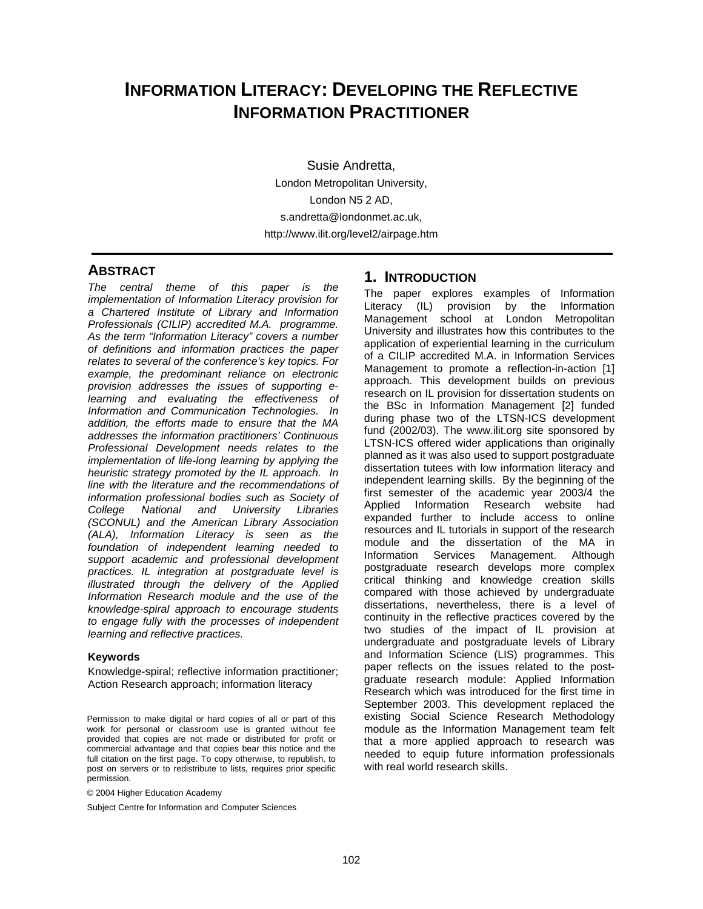# INFORMATION LITERACY: DEVELOPING THE REFLECTIVE INFORMATION PRACTITIONER

Susie Andretta,
London Metropolitan University,
London N5 2 AD,
s.andretta@londonmet.ac.uk,
http://www.ilit.org/level2/airpage.htm

## ABSTRACT

*The central theme of this paper is the implementation of Information Literacy provision for a Chartered Institute of Library and Information Professionals (CILIP) accredited M.A. programme. As the term "Information Literacy" covers a number of definitions and information practices the paper relates to several of the conference's key topics. For example, the predominant reliance on electronic provision addresses the issues of supporting e-learning and evaluating the effectiveness of Information and Communication Technologies. In addition, the efforts made to ensure that the MA addresses the information practitioners' Continuous Professional Development needs relates to the implementation of life-long learning by applying the heuristic strategy promoted by the IL approach. In line with the literature and the recommendations of information professional bodies such as Society of College National and University Libraries (SCONUL) and the American Library Association (ALA), Information Literacy is seen as the foundation of independent learning needed to support academic and professional development practices. IL integration at postgraduate level is illustrated through the delivery of the Applied Information Research module and the use of the knowledge-spiral approach to encourage students to engage fully with the processes of independent learning and reflective practices.*

### Keywords

Knowledge-spiral; reflective information practitioner; Action Research approach; information literacy

Permission to make digital or hard copies of all or part of this work for personal or classroom use is granted without fee provided that copies are not made or distributed for profit or commercial advantage and that copies bear this notice and the full citation on the first page. To copy otherwise, to republish, to post on servers or to redistribute to lists, requires prior specific permission.

© 2004 Higher Education Academy

Subject Centre for Information and Computer Sciences

## 1. INTRODUCTION

The paper explores examples of Information Literacy (IL) provision by the Information Management school at London Metropolitan University and illustrates how this contributes to the application of experiential learning in the curriculum of a CILIP accredited M.A. in Information Services Management to promote a reflection-in-action [1] approach. This development builds on previous research on IL provision for dissertation students on the BSc in Information Management [2] funded during phase two of the LTSN-ICS development fund (2002/03). The www.ilit.org site sponsored by LTSN-ICS offered wider applications than originally planned as it was also used to support postgraduate dissertation tutees with low information literacy and independent learning skills. By the beginning of the first semester of the academic year 2003/4 the Applied Information Research website had expanded further to include access to online resources and IL tutorials in support of the research module and the dissertation of the MA in Information Services Management. Although postgraduate research develops more complex critical thinking and knowledge creation skills compared with those achieved by undergraduate dissertations, nevertheless, there is a level of continuity in the reflective practices covered by the two studies of the impact of IL provision at undergraduate and postgraduate levels of Library and Information Science (LIS) programmes. This paper reflects on the issues related to the post-graduate research module: Applied Information Research which was introduced for the first time in September 2003. This development replaced the existing Social Science Research Methodology module as the Information Management team felt that a more applied approach to research was needed to equip future information professionals with real world research skills.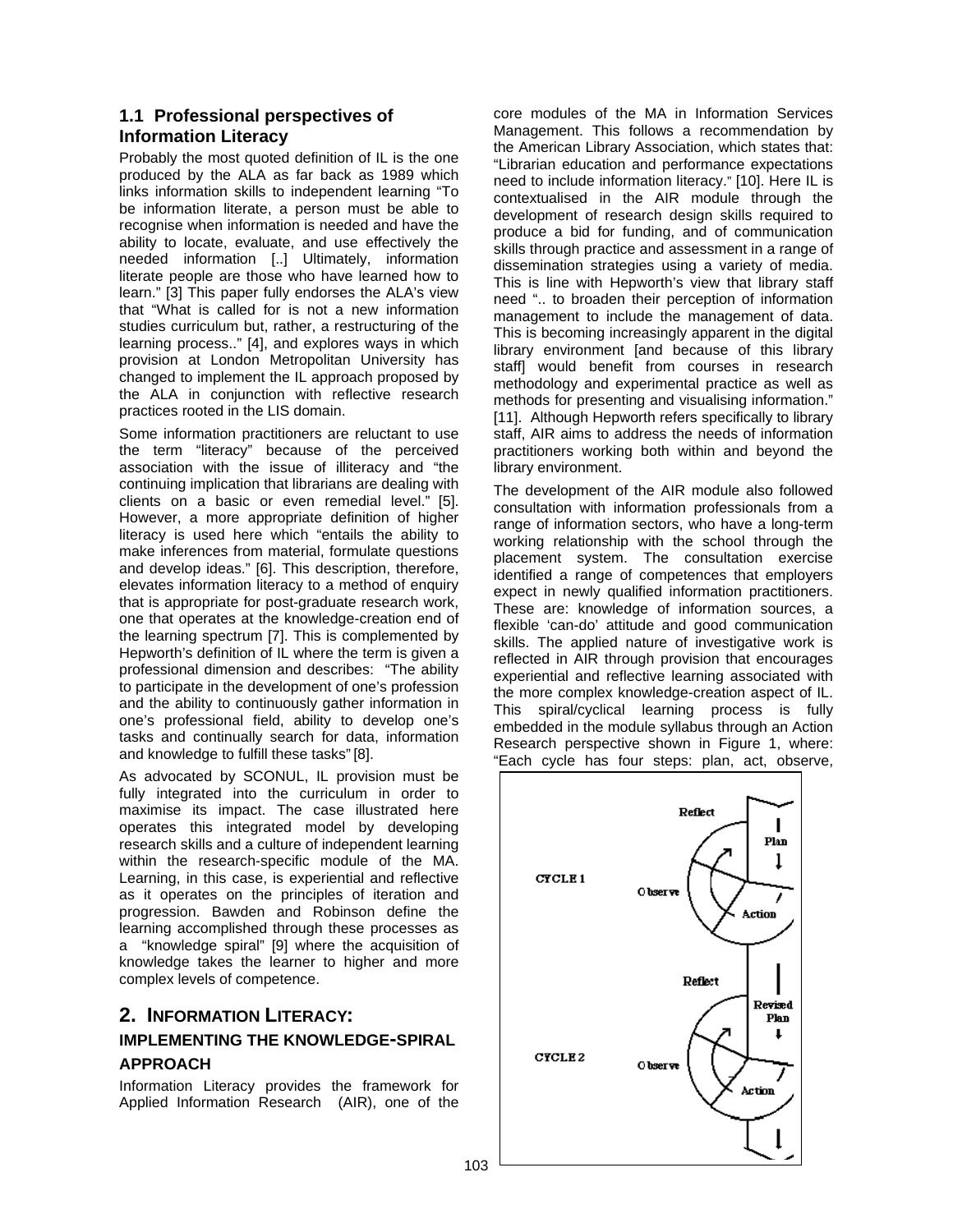### 1.1 Professional perspectives of Information Literacy

Probably the most quoted definition of IL is the one produced by the ALA as far back as 1989 which links information skills to independent learning "To be information literate, a person must be able to recognise when information is needed and have the ability to locate, evaluate, and use effectively the needed information [..] Ultimately, information literate people are those who have learned how to learn." [3] This paper fully endorses the ALA's view that "What is called for is not a new information studies curriculum but, rather, a restructuring of the learning process.." [4], and explores ways in which provision at London Metropolitan University has changed to implement the IL approach proposed by the ALA in conjunction with reflective research practices rooted in the LIS domain.

Some information practitioners are reluctant to use the term "literacy" because of the perceived association with the issue of illiteracy and "the continuing implication that librarians are dealing with clients on a basic or even remedial level." [5]. However, a more appropriate definition of higher literacy is used here which "entails the ability to make inferences from material, formulate questions and develop ideas." [6]. This description, therefore, elevates information literacy to a method of enquiry that is appropriate for post-graduate research work, one that operates at the knowledge-creation end of the learning spectrum [7]. This is complemented by Hepworth's definition of IL where the term is given a professional dimension and describes: "The ability to participate in the development of one's profession and the ability to continuously gather information in one's professional field, ability to develop one's tasks and continually search for data, information and knowledge to fulfill these tasks" [8].

As advocated by SCONUL, IL provision must be fully integrated into the curriculum in order to maximise its impact. The case illustrated here operates this integrated model by developing research skills and a culture of independent learning within the research-specific module of the MA. Learning, in this case, is experiential and reflective as it operates on the principles of iteration and progression. Bawden and Robinson define the learning accomplished through these processes as a "knowledge spiral" [9] where the acquisition of knowledge takes the learner to higher and more complex levels of competence.

## 2. INFORMATION LITERACY: IMPLEMENTING THE KNOWLEDGE-SPIRAL APPROACH

Information Literacy provides the framework for Applied Information Research (AIR), one of the core modules of the MA in Information Services Management. This follows a recommendation by the American Library Association, which states that: "Librarian education and performance expectations need to include information literacy." [10]. Here IL is contextualised in the AIR module through the development of research design skills required to produce a bid for funding, and of communication skills through practice and assessment in a range of dissemination strategies using a variety of media. This is line with Hepworth's view that library staff need ".. to broaden their perception of information management to include the management of data. This is becoming increasingly apparent in the digital library environment [and because of this library staff] would benefit from courses in research methodology and experimental practice as well as methods for presenting and visualising information." [11]. Although Hepworth refers specifically to library staff, AIR aims to address the needs of information practitioners working both within and beyond the library environment.

The development of the AIR module also followed consultation with information professionals from a range of information sectors, who have a long-term working relationship with the school through the placement system. The consultation exercise identified a range of competences that employers expect in newly qualified information practitioners. These are: knowledge of information sources, a flexible 'can-do' attitude and good communication skills. The applied nature of investigative work is reflected in AIR through provision that encourages experiential and reflective learning associated with the more complex knowledge-creation aspect of IL. This spiral/cyclical learning process is fully embedded in the module syllabus through an Action Research perspective shown in Figure 1, where: "Each cycle has four steps: plan, act, observe,

CYCLE 1: Plan → Action → Observe → Reflect

CYCLE 2: Revised Plan → Action → Observe → Reflect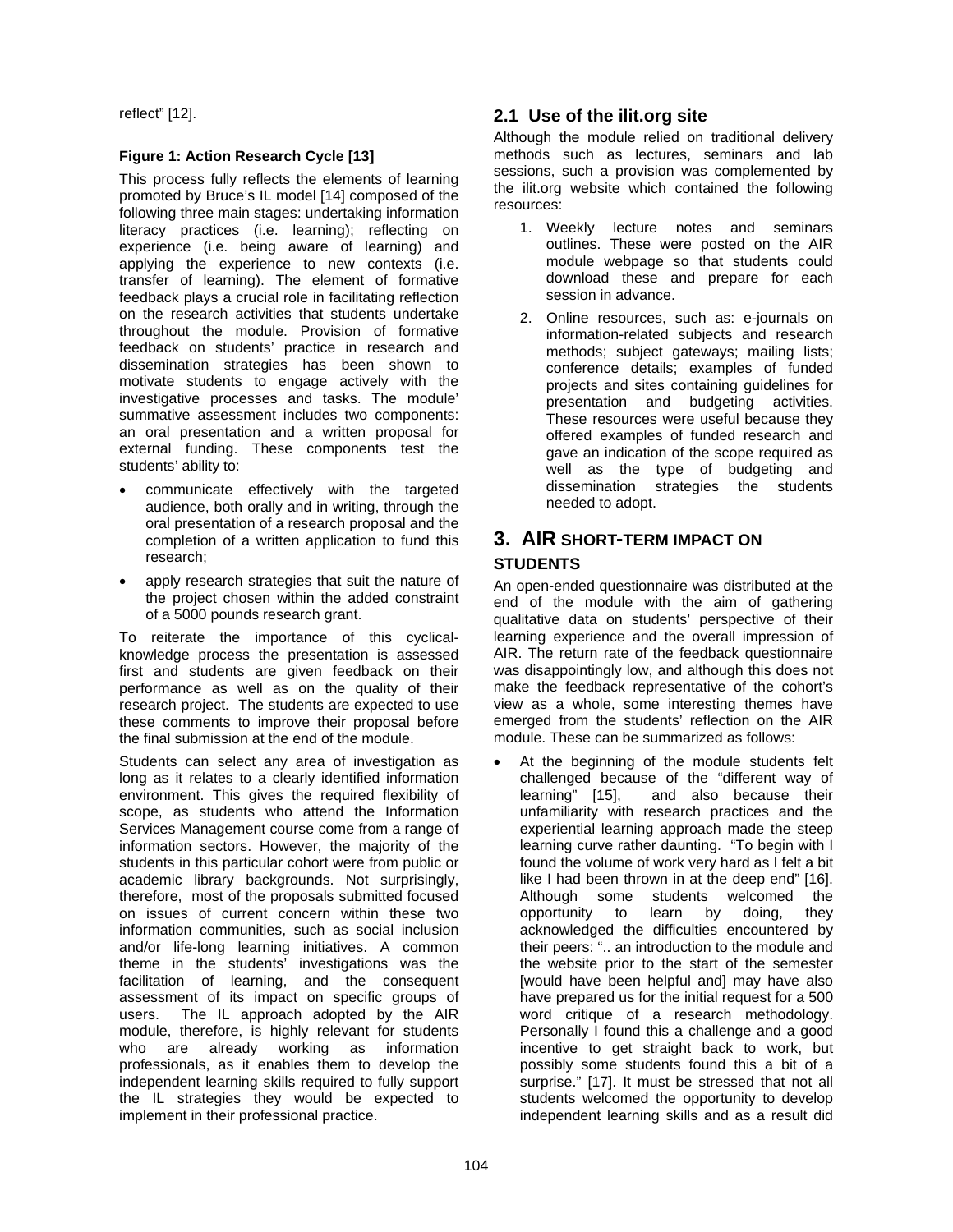reflect" [12].

**Figure 1: Action Research Cycle [13]**

This process fully reflects the elements of learning promoted by Bruce's IL model [14] composed of the following three main stages: undertaking information literacy practices (i.e. learning); reflecting on experience (i.e. being aware of learning) and applying the experience to new contexts (i.e. transfer of learning). The element of formative feedback plays a crucial role in facilitating reflection on the research activities that students undertake throughout the module. Provision of formative feedback on students' practice in research and dissemination strategies has been shown to motivate students to engage actively with the investigative processes and tasks. The module' summative assessment includes two components: an oral presentation and a written proposal for external funding. These components test the students' ability to:

- communicate effectively with the targeted audience, both orally and in writing, through the oral presentation of a research proposal and the completion of a written application to fund this research;
- apply research strategies that suit the nature of the project chosen within the added constraint of a 5000 pounds research grant.

To reiterate the importance of this cyclical-knowledge process the presentation is assessed first and students are given feedback on their performance as well as on the quality of their research project. The students are expected to use these comments to improve their proposal before the final submission at the end of the module.

Students can select any area of investigation as long as it relates to a clearly identified information environment. This gives the required flexibility of scope, as students who attend the Information Services Management course come from a range of information sectors. However, the majority of the students in this particular cohort were from public or academic library backgrounds. Not surprisingly, therefore, most of the proposals submitted focused on issues of current concern within these two information communities, such as social inclusion and/or life-long learning initiatives. A common theme in the students' investigations was the facilitation of learning, and the consequent assessment of its impact on specific groups of users. The IL approach adopted by the AIR module, therefore, is highly relevant for students who are already working as information professionals, as it enables them to develop the independent learning skills required to fully support the IL strategies they would be expected to implement in their professional practice.

## 2.1 Use of the ilit.org site

Although the module relied on traditional delivery methods such as lectures, seminars and lab sessions, such a provision was complemented by the ilit.org website which contained the following resources:

1. Weekly lecture notes and seminars outlines. These were posted on the AIR module webpage so that students could download these and prepare for each session in advance.
2. Online resources, such as: e-journals on information-related subjects and research methods; subject gateways; mailing lists; conference details; examples of funded projects and sites containing guidelines for presentation and budgeting activities. These resources were useful because they offered examples of funded research and gave an indication of the scope required as well as the type of budgeting and dissemination strategies the students needed to adopt.

# 3. AIR SHORT-TERM IMPACT ON STUDENTS

An open-ended questionnaire was distributed at the end of the module with the aim of gathering qualitative data on students' perspective of their learning experience and the overall impression of AIR. The return rate of the feedback questionnaire was disappointingly low, and although this does not make the feedback representative of the cohort's view as a whole, some interesting themes have emerged from the students' reflection on the AIR module. These can be summarized as follows:

- At the beginning of the module students felt challenged because of the "different way of learning" [15], and also because their unfamiliarity with research practices and the experiential learning approach made the steep learning curve rather daunting. "To begin with I found the volume of work very hard as I felt a bit like I had been thrown in at the deep end" [16]. Although some students welcomed the opportunity to learn by doing, they acknowledged the difficulties encountered by their peers: ".. an introduction to the module and the website prior to the start of the semester [would have been helpful and] may have also have prepared us for the initial request for a 500 word critique of a research methodology. Personally I found this a challenge and a good incentive to get straight back to work, but possibly some students found this a bit of a surprise." [17]. It must be stressed that not all students welcomed the opportunity to develop independent learning skills and as a result did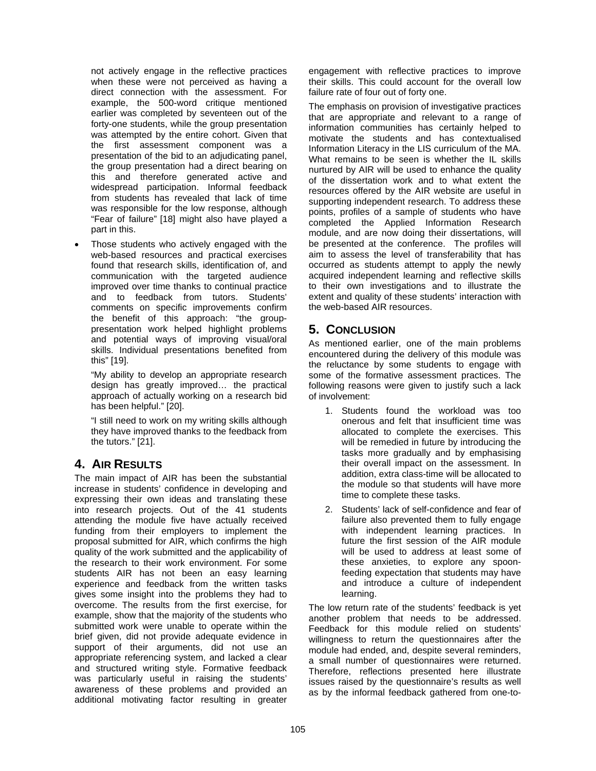not actively engage in the reflective practices when these were not perceived as having a direct connection with the assessment. For example, the 500-word critique mentioned earlier was completed by seventeen out of the forty-one students, while the group presentation was attempted by the entire cohort. Given that the first assessment component was a presentation of the bid to an adjudicating panel, the group presentation had a direct bearing on this and therefore generated active and widespread participation. Informal feedback from students has revealed that lack of time was responsible for the low response, although "Fear of failure" [18] might also have played a part in this.

- Those students who actively engaged with the web-based resources and practical exercises found that research skills, identification of, and communication with the targeted audience improved over time thanks to continual practice and to feedback from tutors. Students' comments on specific improvements confirm the benefit of this approach: "the group-presentation work helped highlight problems and potential ways of improving visual/oral skills. Individual presentations benefited from this" [19].

  "My ability to develop an appropriate research design has greatly improved… the practical approach of actually working on a research bid has been helpful." [20].

  "I still need to work on my writing skills although they have improved thanks to the feedback from the tutors." [21].

## 4. AIR RESULTS

The main impact of AIR has been the substantial increase in students' confidence in developing and expressing their own ideas and translating these into research projects. Out of the 41 students attending the module five have actually received funding from their employers to implement the proposal submitted for AIR, which confirms the high quality of the work submitted and the applicability of the research to their work environment. For some students AIR has not been an easy learning experience and feedback from the written tasks gives some insight into the problems they had to overcome. The results from the first exercise, for example, show that the majority of the students who submitted work were unable to operate within the brief given, did not provide adequate evidence in support of their arguments, did not use an appropriate referencing system, and lacked a clear and structured writing style. Formative feedback was particularly useful in raising the students' awareness of these problems and provided an additional motivating factor resulting in greater engagement with reflective practices to improve their skills. This could account for the overall low failure rate of four out of forty one.

The emphasis on provision of investigative practices that are appropriate and relevant to a range of information communities has certainly helped to motivate the students and has contextualised Information Literacy in the LIS curriculum of the MA. What remains to be seen is whether the IL skills nurtured by AIR will be used to enhance the quality of the dissertation work and to what extent the resources offered by the AIR website are useful in supporting independent research. To address these points, profiles of a sample of students who have completed the Applied Information Research module, and are now doing their dissertations, will be presented at the conference. The profiles will aim to assess the level of transferability that has occurred as students attempt to apply the newly acquired independent learning and reflective skills to their own investigations and to illustrate the extent and quality of these students' interaction with the web-based AIR resources.

## 5. CONCLUSION

As mentioned earlier, one of the main problems encountered during the delivery of this module was the reluctance by some students to engage with some of the formative assessment practices. The following reasons were given to justify such a lack of involvement:

1. Students found the workload was too onerous and felt that insufficient time was allocated to complete the exercises. This will be remedied in future by introducing the tasks more gradually and by emphasising their overall impact on the assessment. In addition, extra class-time will be allocated to the module so that students will have more time to complete these tasks.
2. Students' lack of self-confidence and fear of failure also prevented them to fully engage with independent learning practices. In future the first session of the AIR module will be used to address at least some of these anxieties, to explore any spoon-feeding expectation that students may have and introduce a culture of independent learning.

The low return rate of the students' feedback is yet another problem that needs to be addressed. Feedback for this module relied on students' willingness to return the questionnaires after the module had ended, and, despite several reminders, a small number of questionnaires were returned. Therefore, reflections presented here illustrate issues raised by the questionnaire's results as well as by the informal feedback gathered from one-to-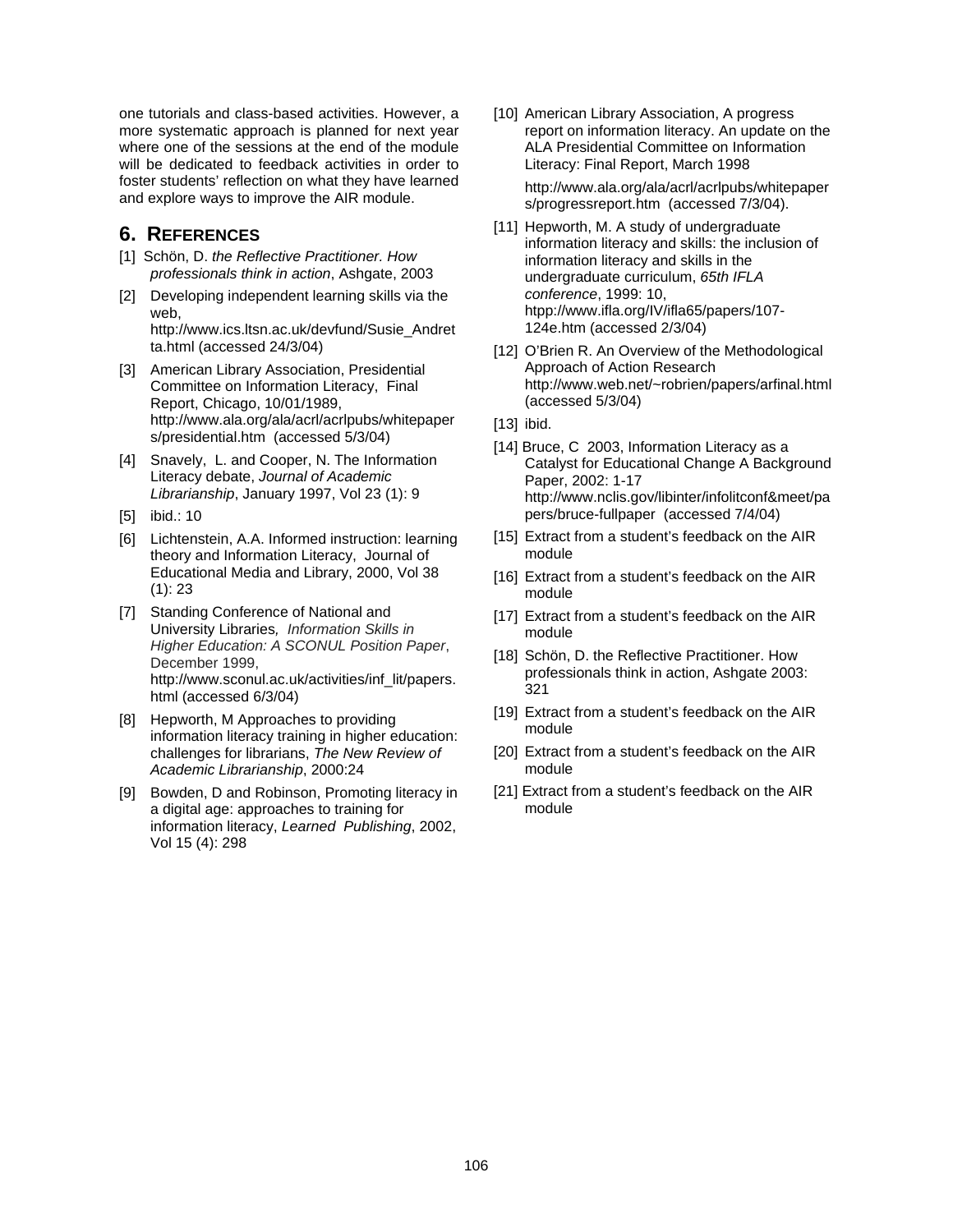one tutorials and class-based activities. However, a more systematic approach is planned for next year where one of the sessions at the end of the module will be dedicated to feedback activities in order to foster students' reflection on what they have learned and explore ways to improve the AIR module.

## 6. REFERENCES

[1] Schön, D. *the Reflective Practitioner. How professionals think in action*, Ashgate, 2003

[2] Developing independent learning skills via the web, http://www.ics.ltsn.ac.uk/devfund/Susie_Andretta.html (accessed 24/3/04)

[3] American Library Association, Presidential Committee on Information Literacy, Final Report, Chicago, 10/01/1989, http://www.ala.org/ala/acrl/acrlpubs/whitepapers/presidential.htm (accessed 5/3/04)

[4] Snavely, L. and Cooper, N. The Information Literacy debate, *Journal of Academic Librarianship*, January 1997, Vol 23 (1): 9

[5] ibid.: 10

[6] Lichtenstein, A.A. Informed instruction: learning theory and Information Literacy, Journal of Educational Media and Library, 2000, Vol 38 (1): 23

[7] Standing Conference of National and University Libraries, *Information Skills in Higher Education: A SCONUL Position Paper*, December 1999, http://www.sconul.ac.uk/activities/inf_lit/papers.html (accessed 6/3/04)

[8] Hepworth, M Approaches to providing information literacy training in higher education: challenges for librarians, *The New Review of Academic Librarianship*, 2000:24

[9] Bowden, D and Robinson, Promoting literacy in a digital age: approaches to training for information literacy, *Learned Publishing*, 2002, Vol 15 (4): 298

[10] American Library Association, A progress report on information literacy. An update on the ALA Presidential Committee on Information Literacy: Final Report, March 1998

http://www.ala.org/ala/acrl/acrlpubs/whitepapers/progressreport.htm (accessed 7/3/04).

[11] Hepworth, M. A study of undergraduate information literacy and skills: the inclusion of information literacy and skills in the undergraduate curriculum, *65th IFLA conference*, 1999: 10, htpp://www.ifla.org/IV/ifla65/papers/107-124e.htm (accessed 2/3/04)

[12] O'Brien R. An Overview of the Methodological Approach of Action Research http://www.web.net/~robrien/papers/arfinal.html (accessed 5/3/04)

[13] ibid.

[14] Bruce, C 2003, Information Literacy as a Catalyst for Educational Change A Background Paper, 2002: 1-17 http://www.nclis.gov/libinter/infolitconf&meet/papers/bruce-fullpaper (accessed 7/4/04)

[15] Extract from a student's feedback on the AIR module

[16] Extract from a student's feedback on the AIR module

[17] Extract from a student's feedback on the AIR module

[18] Schön, D. the Reflective Practitioner. How professionals think in action, Ashgate 2003: 321

[19] Extract from a student's feedback on the AIR module

[20] Extract from a student's feedback on the AIR module

[21] Extract from a student's feedback on the AIR module